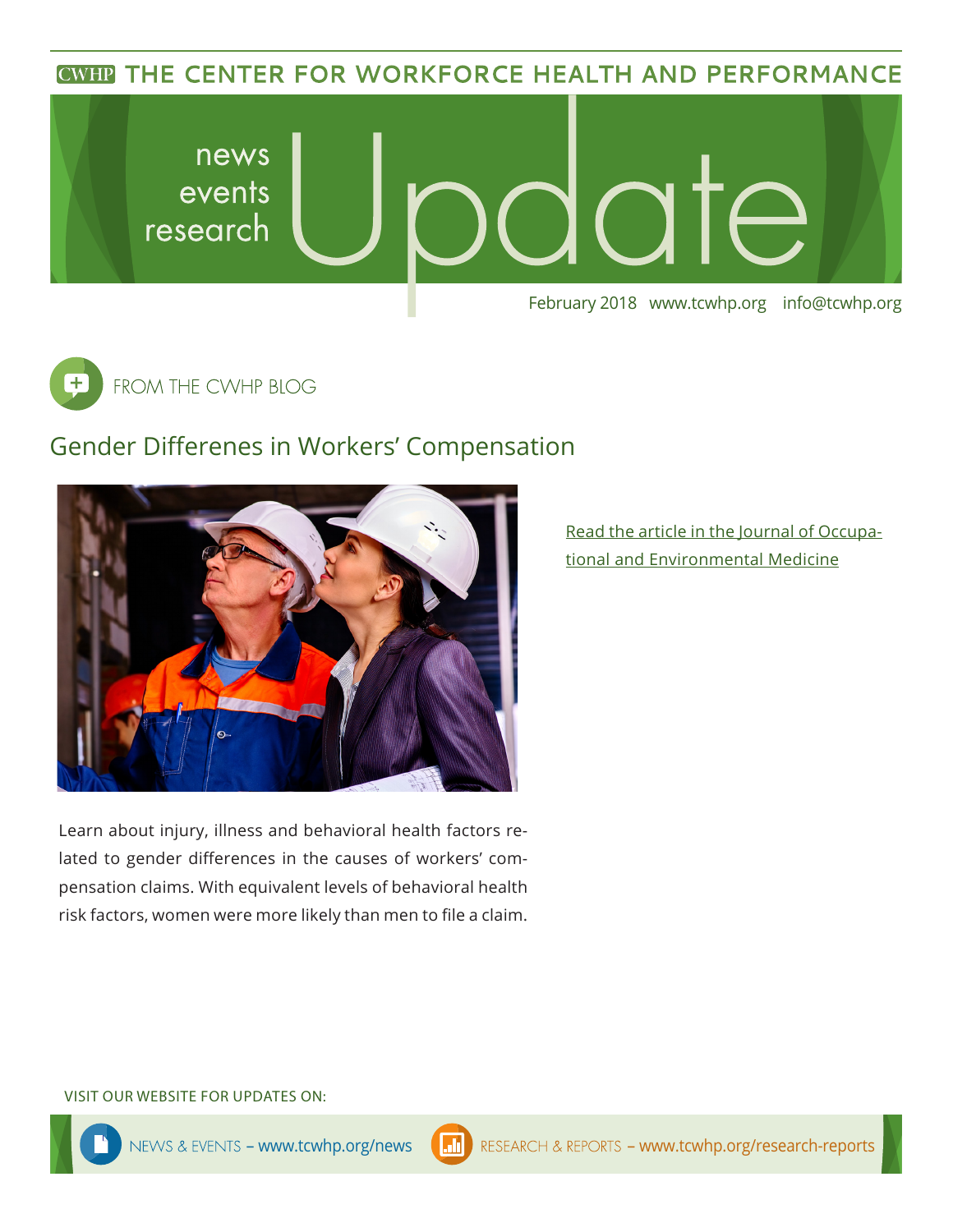# THE CENTER FOR WORKFORCE HEALTH AND PERFORMANCE

news
events
research

# Update

February 2018 www.tcwhp.org info@tcwhp.org

FROM THE CWHP BLOG

## Gender Differenes in Workers' Compensation

Read the article in the Journal of Occupational and Environmental Medicine

Learn about injury, illness and behavioral health factors related to gender differences in the causes of workers' compensation claims. With equivalent levels of behavioral health risk factors, women were more likely than men to file a claim.

VISIT OUR WEBSITE FOR UPDATES ON:

NEWS & EVENTS – www.tcwhp.org/news

RESEARCH & REPORTS – www.tcwhp.org/research-reports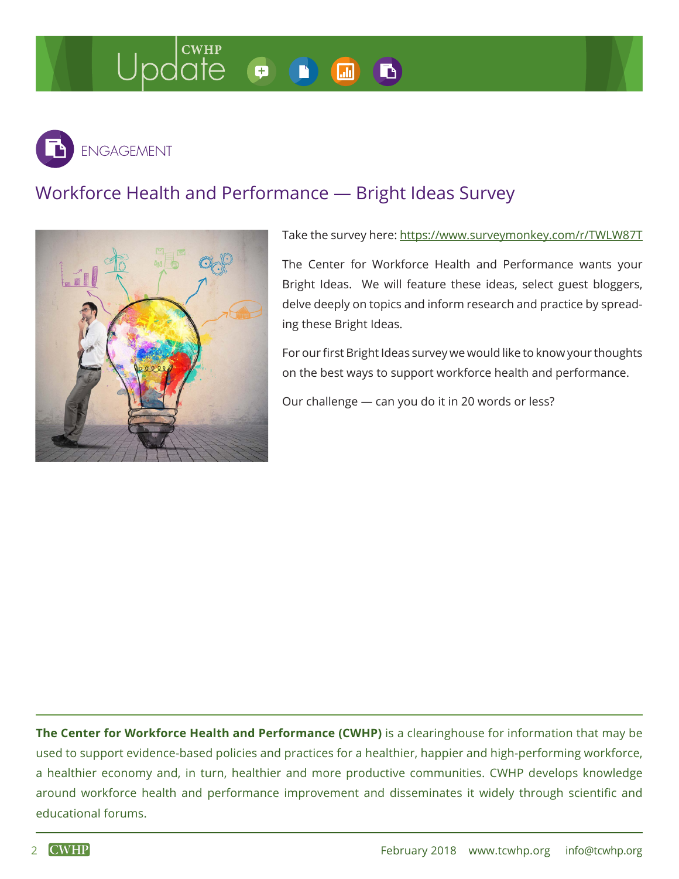## ENGAGEMENT

# Workforce Health and Performance — Bright Ideas Survey

Take the survey here: [https://www.surveymonkey.com/r/TWLW87T](https://www.surveymonkey.com/r/TWLW87T)

The Center for Workforce Health and Performance wants your Bright Ideas. We will feature these ideas, select guest bloggers, delve deeply on topics and inform research and practice by spreading these Bright Ideas.

For our first Bright Ideas survey we would like to know your thoughts on the best ways to support workforce health and performance.

Our challenge — can you do it in 20 words or less?

---

**The Center for Workforce Health and Performance (CWHP)** is a clearinghouse for information that may be used to support evidence-based policies and practices for a healthier, happier and high-performing workforce, a healthier economy and, in turn, healthier and more productive communities. CWHP develops knowledge around workforce health and performance improvement and disseminates it widely through scientific and educational forums.